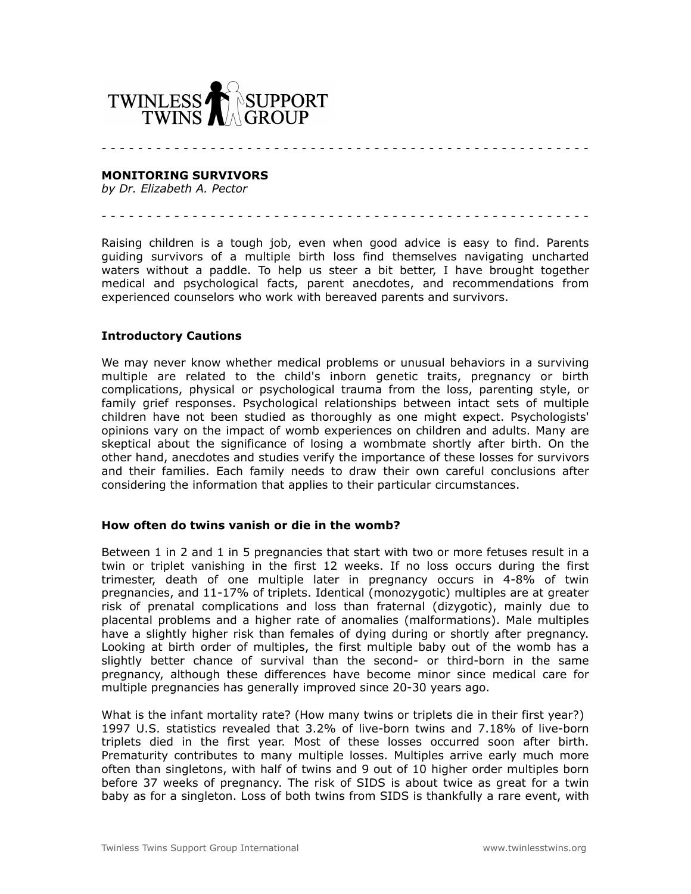TWINLESS TWINS SUPPORT GROUP

- - - - - - - - - - - - - - - - - - - - - - - - - - - - - - - - - - - - - - - - - - - - - - - - - - - -

**MONITORING SURVIVORS**
*by Dr. Elizabeth A. Pector*

- - - - - - - - - - - - - - - - - - - - - - - - - - - - - - - - - - - - - - - - - - - - - - - - - - - -

Raising children is a tough job, even when good advice is easy to find. Parents guiding survivors of a multiple birth loss find themselves navigating uncharted waters without a paddle. To help us steer a bit better, I have brought together medical and psychological facts, parent anecdotes, and recommendations from experienced counselors who work with bereaved parents and survivors.

### Introductory Cautions

We may never know whether medical problems or unusual behaviors in a surviving multiple are related to the child's inborn genetic traits, pregnancy or birth complications, physical or psychological trauma from the loss, parenting style, or family grief responses. Psychological relationships between intact sets of multiple children have not been studied as thoroughly as one might expect. Psychologists' opinions vary on the impact of womb experiences on children and adults. Many are skeptical about the significance of losing a wombmate shortly after birth. On the other hand, anecdotes and studies verify the importance of these losses for survivors and their families. Each family needs to draw their own careful conclusions after considering the information that applies to their particular circumstances.

### How often do twins vanish or die in the womb?

Between 1 in 2 and 1 in 5 pregnancies that start with two or more fetuses result in a twin or triplet vanishing in the first 12 weeks. If no loss occurs during the first trimester, death of one multiple later in pregnancy occurs in 4-8% of twin pregnancies, and 11-17% of triplets. Identical (monozygotic) multiples are at greater risk of prenatal complications and loss than fraternal (dizygotic), mainly due to placental problems and a higher rate of anomalies (malformations). Male multiples have a slightly higher risk than females of dying during or shortly after pregnancy. Looking at birth order of multiples, the first multiple baby out of the womb has a slightly better chance of survival than the second- or third-born in the same pregnancy, although these differences have become minor since medical care for multiple pregnancies has generally improved since 20-30 years ago.

What is the infant mortality rate? (How many twins or triplets die in their first year?) 1997 U.S. statistics revealed that 3.2% of live-born twins and 7.18% of live-born triplets died in the first year. Most of these losses occurred soon after birth. Prematurity contributes to many multiple losses. Multiples arrive early much more often than singletons, with half of twins and 9 out of 10 higher order multiples born before 37 weeks of pregnancy. The risk of SIDS is about twice as great for a twin baby as for a singleton. Loss of both twins from SIDS is thankfully a rare event, with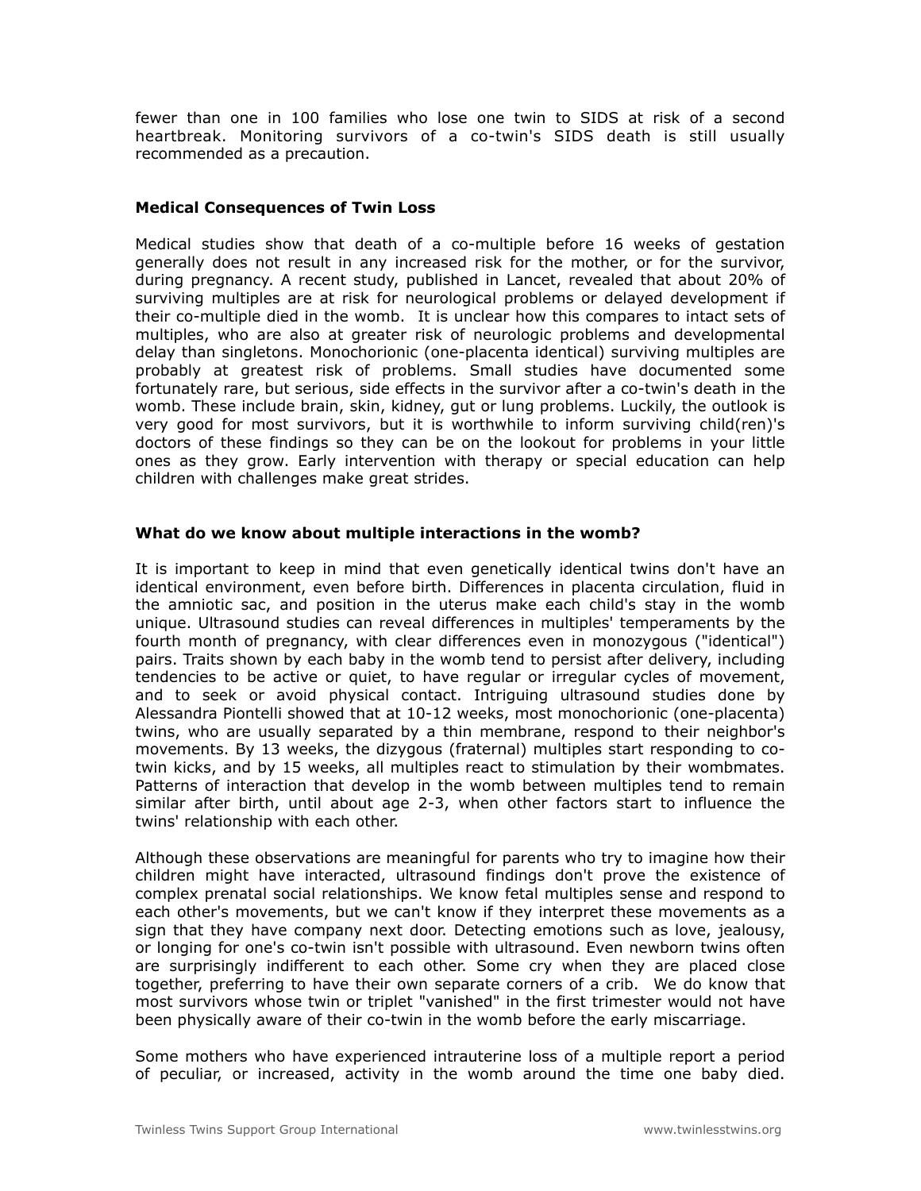fewer than one in 100 families who lose one twin to SIDS at risk of a second heartbreak. Monitoring survivors of a co-twin's SIDS death is still usually recommended as a precaution.

### Medical Consequences of Twin Loss

Medical studies show that death of a co-multiple before 16 weeks of gestation generally does not result in any increased risk for the mother, or for the survivor, during pregnancy. A recent study, published in Lancet, revealed that about 20% of surviving multiples are at risk for neurological problems or delayed development if their co-multiple died in the womb. It is unclear how this compares to intact sets of multiples, who are also at greater risk of neurologic problems and developmental delay than singletons. Monochorionic (one-placenta identical) surviving multiples are probably at greatest risk of problems. Small studies have documented some fortunately rare, but serious, side effects in the survivor after a co-twin's death in the womb. These include brain, skin, kidney, gut or lung problems. Luckily, the outlook is very good for most survivors, but it is worthwhile to inform surviving child(ren)'s doctors of these findings so they can be on the lookout for problems in your little ones as they grow. Early intervention with therapy or special education can help children with challenges make great strides.

### What do we know about multiple interactions in the womb?

It is important to keep in mind that even genetically identical twins don't have an identical environment, even before birth. Differences in placenta circulation, fluid in the amniotic sac, and position in the uterus make each child's stay in the womb unique. Ultrasound studies can reveal differences in multiples' temperaments by the fourth month of pregnancy, with clear differences even in monozygous ("identical") pairs. Traits shown by each baby in the womb tend to persist after delivery, including tendencies to be active or quiet, to have regular or irregular cycles of movement, and to seek or avoid physical contact. Intriguing ultrasound studies done by Alessandra Piontelli showed that at 10-12 weeks, most monochorionic (one-placenta) twins, who are usually separated by a thin membrane, respond to their neighbor's movements. By 13 weeks, the dizygous (fraternal) multiples start responding to co-twin kicks, and by 15 weeks, all multiples react to stimulation by their wombmates. Patterns of interaction that develop in the womb between multiples tend to remain similar after birth, until about age 2-3, when other factors start to influence the twins' relationship with each other.

Although these observations are meaningful for parents who try to imagine how their children might have interacted, ultrasound findings don't prove the existence of complex prenatal social relationships. We know fetal multiples sense and respond to each other's movements, but we can't know if they interpret these movements as a sign that they have company next door. Detecting emotions such as love, jealousy, or longing for one's co-twin isn't possible with ultrasound. Even newborn twins often are surprisingly indifferent to each other. Some cry when they are placed close together, preferring to have their own separate corners of a crib. We do know that most survivors whose twin or triplet "vanished" in the first trimester would not have been physically aware of their co-twin in the womb before the early miscarriage.

Some mothers who have experienced intrauterine loss of a multiple report a period of peculiar, or increased, activity in the womb around the time one baby died.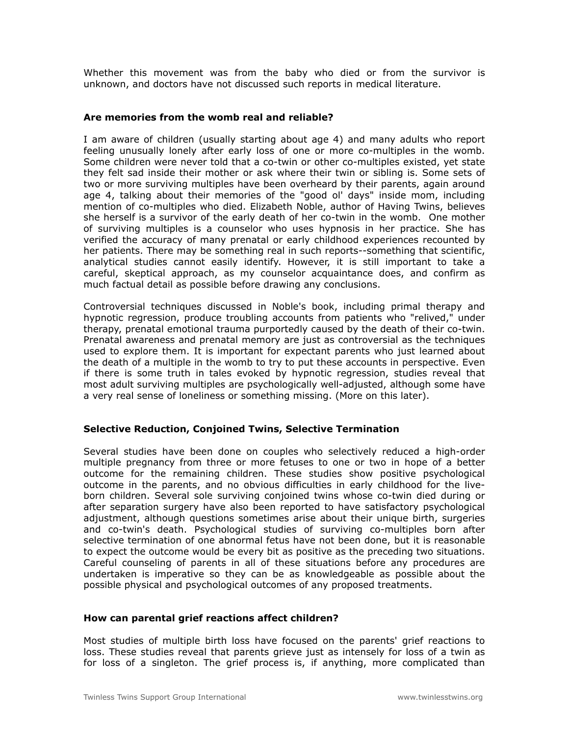Whether this movement was from the baby who died or from the survivor is unknown, and doctors have not discussed such reports in medical literature.

### Are memories from the womb real and reliable?

I am aware of children (usually starting about age 4) and many adults who report feeling unusually lonely after early loss of one or more co-multiples in the womb. Some children were never told that a co-twin or other co-multiples existed, yet state they felt sad inside their mother or ask where their twin or sibling is. Some sets of two or more surviving multiples have been overheard by their parents, again around age 4, talking about their memories of the "good ol' days" inside mom, including mention of co-multiples who died. Elizabeth Noble, author of Having Twins, believes she herself is a survivor of the early death of her co-twin in the womb. One mother of surviving multiples is a counselor who uses hypnosis in her practice. She has verified the accuracy of many prenatal or early childhood experiences recounted by her patients. There may be something real in such reports--something that scientific, analytical studies cannot easily identify. However, it is still important to take a careful, skeptical approach, as my counselor acquaintance does, and confirm as much factual detail as possible before drawing any conclusions.

Controversial techniques discussed in Noble's book, including primal therapy and hypnotic regression, produce troubling accounts from patients who "relived," under therapy, prenatal emotional trauma purportedly caused by the death of their co-twin. Prenatal awareness and prenatal memory are just as controversial as the techniques used to explore them. It is important for expectant parents who just learned about the death of a multiple in the womb to try to put these accounts in perspective. Even if there is some truth in tales evoked by hypnotic regression, studies reveal that most adult surviving multiples are psychologically well-adjusted, although some have a very real sense of loneliness or something missing. (More on this later).

### Selective Reduction, Conjoined Twins, Selective Termination

Several studies have been done on couples who selectively reduced a high-order multiple pregnancy from three or more fetuses to one or two in hope of a better outcome for the remaining children. These studies show positive psychological outcome in the parents, and no obvious difficulties in early childhood for the live-born children. Several sole surviving conjoined twins whose co-twin died during or after separation surgery have also been reported to have satisfactory psychological adjustment, although questions sometimes arise about their unique birth, surgeries and co-twin's death. Psychological studies of surviving co-multiples born after selective termination of one abnormal fetus have not been done, but it is reasonable to expect the outcome would be every bit as positive as the preceding two situations. Careful counseling of parents in all of these situations before any procedures are undertaken is imperative so they can be as knowledgeable as possible about the possible physical and psychological outcomes of any proposed treatments.

### How can parental grief reactions affect children?

Most studies of multiple birth loss have focused on the parents' grief reactions to loss. These studies reveal that parents grieve just as intensely for loss of a twin as for loss of a singleton. The grief process is, if anything, more complicated than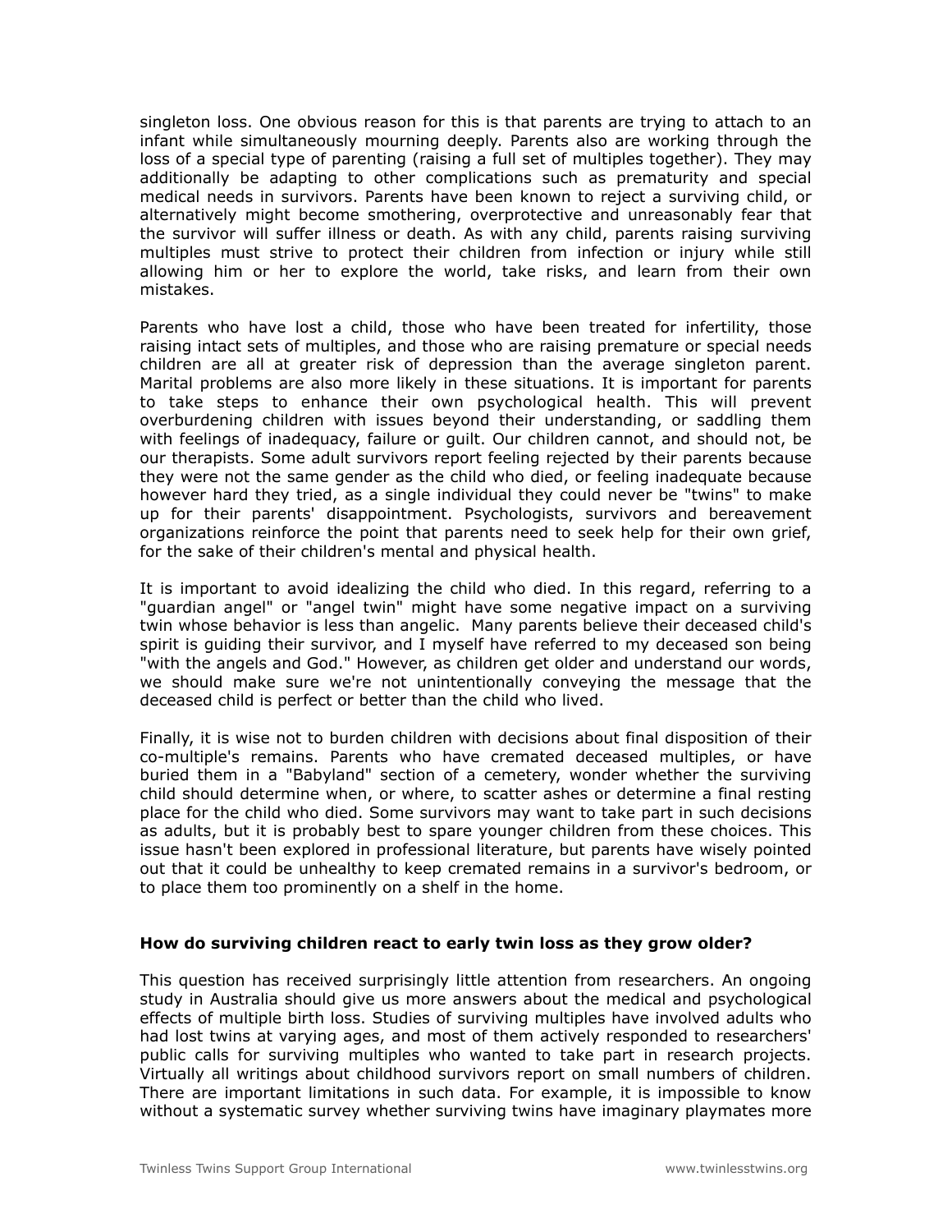singleton loss. One obvious reason for this is that parents are trying to attach to an infant while simultaneously mourning deeply. Parents also are working through the loss of a special type of parenting (raising a full set of multiples together). They may additionally be adapting to other complications such as prematurity and special medical needs in survivors. Parents have been known to reject a surviving child, or alternatively might become smothering, overprotective and unreasonably fear that the survivor will suffer illness or death. As with any child, parents raising surviving multiples must strive to protect their children from infection or injury while still allowing him or her to explore the world, take risks, and learn from their own mistakes.

Parents who have lost a child, those who have been treated for infertility, those raising intact sets of multiples, and those who are raising premature or special needs children are all at greater risk of depression than the average singleton parent. Marital problems are also more likely in these situations. It is important for parents to take steps to enhance their own psychological health. This will prevent overburdening children with issues beyond their understanding, or saddling them with feelings of inadequacy, failure or guilt. Our children cannot, and should not, be our therapists. Some adult survivors report feeling rejected by their parents because they were not the same gender as the child who died, or feeling inadequate because however hard they tried, as a single individual they could never be "twins" to make up for their parents' disappointment. Psychologists, survivors and bereavement organizations reinforce the point that parents need to seek help for their own grief, for the sake of their children's mental and physical health.

It is important to avoid idealizing the child who died. In this regard, referring to a "guardian angel" or "angel twin" might have some negative impact on a surviving twin whose behavior is less than angelic. Many parents believe their deceased child's spirit is guiding their survivor, and I myself have referred to my deceased son being "with the angels and God." However, as children get older and understand our words, we should make sure we're not unintentionally conveying the message that the deceased child is perfect or better than the child who lived.

Finally, it is wise not to burden children with decisions about final disposition of their co-multiple's remains. Parents who have cremated deceased multiples, or have buried them in a "Babyland" section of a cemetery, wonder whether the surviving child should determine when, or where, to scatter ashes or determine a final resting place for the child who died. Some survivors may want to take part in such decisions as adults, but it is probably best to spare younger children from these choices. This issue hasn't been explored in professional literature, but parents have wisely pointed out that it could be unhealthy to keep cremated remains in a survivor's bedroom, or to place them too prominently on a shelf in the home.

**How do surviving children react to early twin loss as they grow older?**

This question has received surprisingly little attention from researchers. An ongoing study in Australia should give us more answers about the medical and psychological effects of multiple birth loss. Studies of surviving multiples have involved adults who had lost twins at varying ages, and most of them actively responded to researchers' public calls for surviving multiples who wanted to take part in research projects. Virtually all writings about childhood survivors report on small numbers of children. There are important limitations in such data. For example, it is impossible to know without a systematic survey whether surviving twins have imaginary playmates more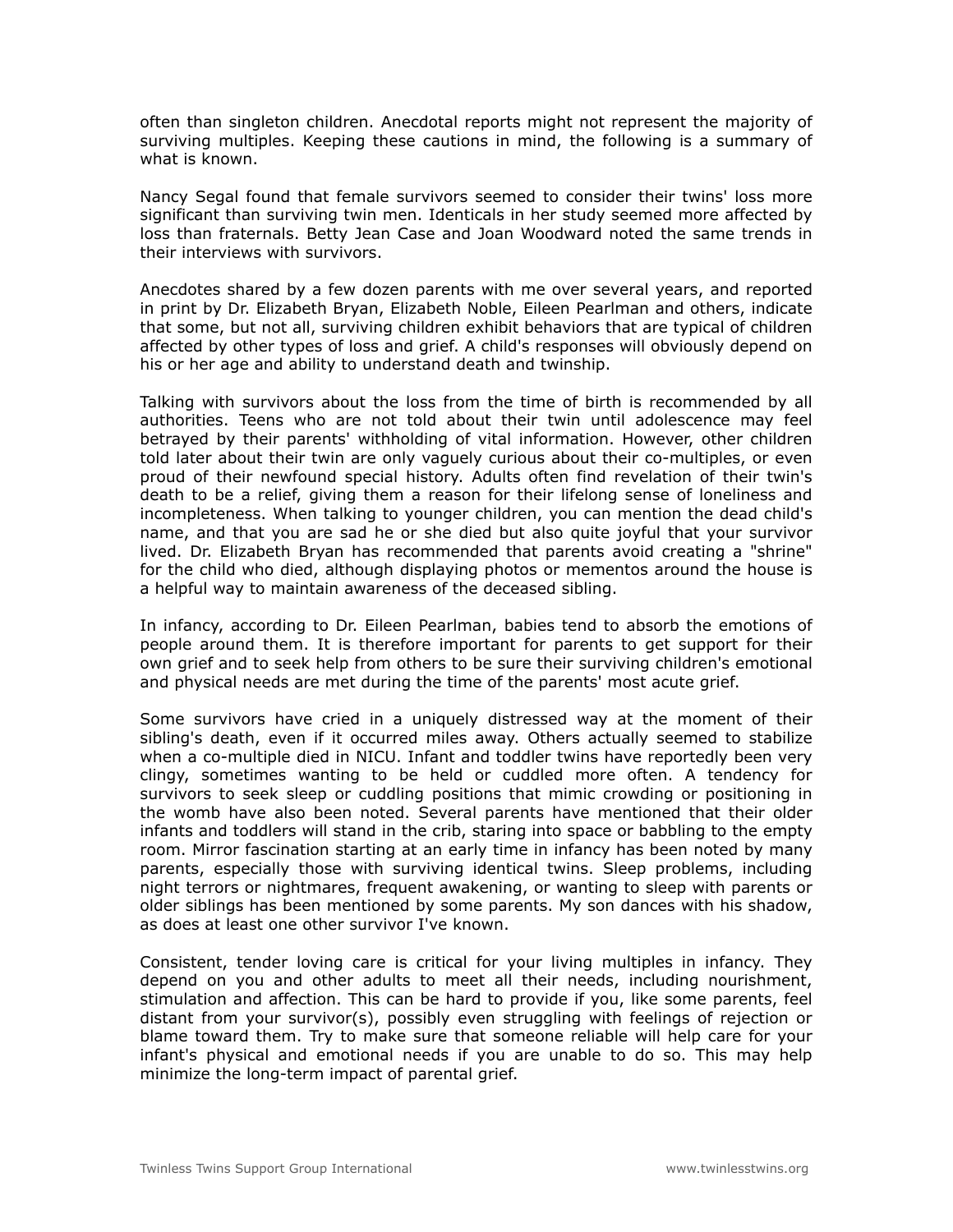often than singleton children. Anecdotal reports might not represent the majority of surviving multiples. Keeping these cautions in mind, the following is a summary of what is known.

Nancy Segal found that female survivors seemed to consider their twins' loss more significant than surviving twin men. Identicals in her study seemed more affected by loss than fraternals. Betty Jean Case and Joan Woodward noted the same trends in their interviews with survivors.

Anecdotes shared by a few dozen parents with me over several years, and reported in print by Dr. Elizabeth Bryan, Elizabeth Noble, Eileen Pearlman and others, indicate that some, but not all, surviving children exhibit behaviors that are typical of children affected by other types of loss and grief. A child's responses will obviously depend on his or her age and ability to understand death and twinship.

Talking with survivors about the loss from the time of birth is recommended by all authorities. Teens who are not told about their twin until adolescence may feel betrayed by their parents' withholding of vital information. However, other children told later about their twin are only vaguely curious about their co-multiples, or even proud of their newfound special history. Adults often find revelation of their twin's death to be a relief, giving them a reason for their lifelong sense of loneliness and incompleteness. When talking to younger children, you can mention the dead child's name, and that you are sad he or she died but also quite joyful that your survivor lived. Dr. Elizabeth Bryan has recommended that parents avoid creating a "shrine" for the child who died, although displaying photos or mementos around the house is a helpful way to maintain awareness of the deceased sibling.

In infancy, according to Dr. Eileen Pearlman, babies tend to absorb the emotions of people around them. It is therefore important for parents to get support for their own grief and to seek help from others to be sure their surviving children's emotional and physical needs are met during the time of the parents' most acute grief.

Some survivors have cried in a uniquely distressed way at the moment of their sibling's death, even if it occurred miles away. Others actually seemed to stabilize when a co-multiple died in NICU. Infant and toddler twins have reportedly been very clingy, sometimes wanting to be held or cuddled more often. A tendency for survivors to seek sleep or cuddling positions that mimic crowding or positioning in the womb have also been noted. Several parents have mentioned that their older infants and toddlers will stand in the crib, staring into space or babbling to the empty room. Mirror fascination starting at an early time in infancy has been noted by many parents, especially those with surviving identical twins. Sleep problems, including night terrors or nightmares, frequent awakening, or wanting to sleep with parents or older siblings has been mentioned by some parents. My son dances with his shadow, as does at least one other survivor I've known.

Consistent, tender loving care is critical for your living multiples in infancy. They depend on you and other adults to meet all their needs, including nourishment, stimulation and affection. This can be hard to provide if you, like some parents, feel distant from your survivor(s), possibly even struggling with feelings of rejection or blame toward them. Try to make sure that someone reliable will help care for your infant's physical and emotional needs if you are unable to do so. This may help minimize the long-term impact of parental grief.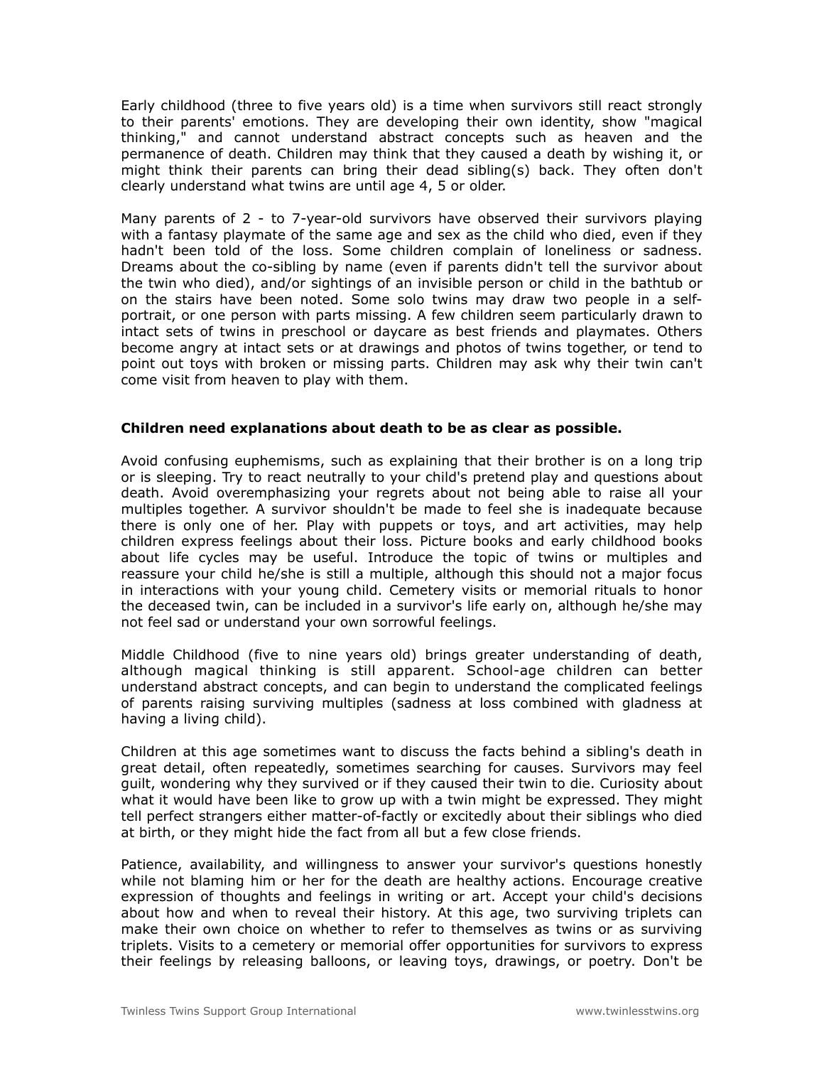Early childhood (three to five years old) is a time when survivors still react strongly to their parents' emotions. They are developing their own identity, show "magical thinking," and cannot understand abstract concepts such as heaven and the permanence of death. Children may think that they caused a death by wishing it, or might think their parents can bring their dead sibling(s) back. They often don't clearly understand what twins are until age 4, 5 or older.

Many parents of 2 - to 7-year-old survivors have observed their survivors playing with a fantasy playmate of the same age and sex as the child who died, even if they hadn't been told of the loss. Some children complain of loneliness or sadness. Dreams about the co-sibling by name (even if parents didn't tell the survivor about the twin who died), and/or sightings of an invisible person or child in the bathtub or on the stairs have been noted. Some solo twins may draw two people in a self-portrait, or one person with parts missing. A few children seem particularly drawn to intact sets of twins in preschool or daycare as best friends and playmates. Others become angry at intact sets or at drawings and photos of twins together, or tend to point out toys with broken or missing parts. Children may ask why their twin can't come visit from heaven to play with them.

**Children need explanations about death to be as clear as possible.**

Avoid confusing euphemisms, such as explaining that their brother is on a long trip or is sleeping. Try to react neutrally to your child's pretend play and questions about death. Avoid overemphasizing your regrets about not being able to raise all your multiples together. A survivor shouldn't be made to feel she is inadequate because there is only one of her. Play with puppets or toys, and art activities, may help children express feelings about their loss. Picture books and early childhood books about life cycles may be useful. Introduce the topic of twins or multiples and reassure your child he/she is still a multiple, although this should not a major focus in interactions with your young child. Cemetery visits or memorial rituals to honor the deceased twin, can be included in a survivor's life early on, although he/she may not feel sad or understand your own sorrowful feelings.

Middle Childhood (five to nine years old) brings greater understanding of death, although magical thinking is still apparent. School-age children can better understand abstract concepts, and can begin to understand the complicated feelings of parents raising surviving multiples (sadness at loss combined with gladness at having a living child).

Children at this age sometimes want to discuss the facts behind a sibling's death in great detail, often repeatedly, sometimes searching for causes. Survivors may feel guilt, wondering why they survived or if they caused their twin to die. Curiosity about what it would have been like to grow up with a twin might be expressed. They might tell perfect strangers either matter-of-factly or excitedly about their siblings who died at birth, or they might hide the fact from all but a few close friends.

Patience, availability, and willingness to answer your survivor's questions honestly while not blaming him or her for the death are healthy actions. Encourage creative expression of thoughts and feelings in writing or art. Accept your child's decisions about how and when to reveal their history. At this age, two surviving triplets can make their own choice on whether to refer to themselves as twins or as surviving triplets. Visits to a cemetery or memorial offer opportunities for survivors to express their feelings by releasing balloons, or leaving toys, drawings, or poetry. Don't be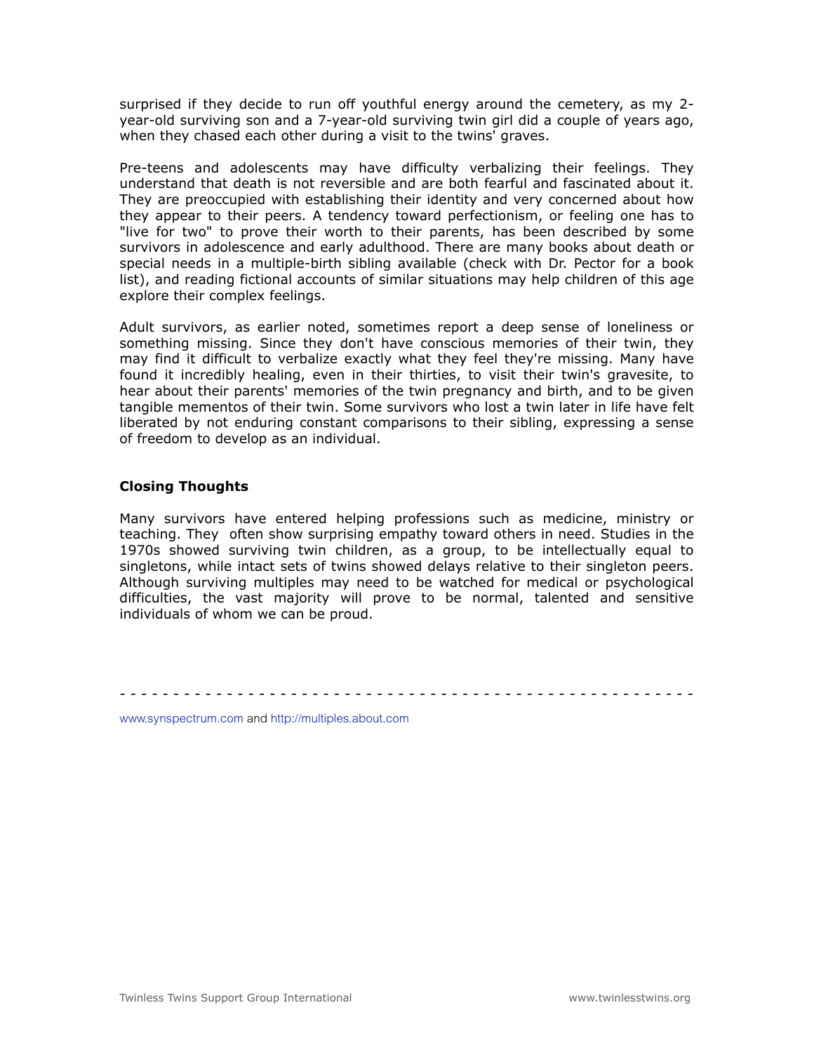surprised if they decide to run off youthful energy around the cemetery, as my 2-year-old surviving son and a 7-year-old surviving twin girl did a couple of years ago, when they chased each other during a visit to the twins' graves.

Pre-teens and adolescents may have difficulty verbalizing their feelings. They understand that death is not reversible and are both fearful and fascinated about it. They are preoccupied with establishing their identity and very concerned about how they appear to their peers. A tendency toward perfectionism, or feeling one has to "live for two" to prove their worth to their parents, has been described by some survivors in adolescence and early adulthood. There are many books about death or special needs in a multiple-birth sibling available (check with Dr. Pector for a book list), and reading fictional accounts of similar situations may help children of this age explore their complex feelings.

Adult survivors, as earlier noted, sometimes report a deep sense of loneliness or something missing. Since they don't have conscious memories of their twin, they may find it difficult to verbalize exactly what they feel they're missing. Many have found it incredibly healing, even in their thirties, to visit their twin's gravesite, to hear about their parents' memories of the twin pregnancy and birth, and to be given tangible mementos of their twin. Some survivors who lost a twin later in life have felt liberated by not enduring constant comparisons to their sibling, expressing a sense of freedom to develop as an individual.

### Closing Thoughts

Many survivors have entered helping professions such as medicine, ministry or teaching. They often show surprising empathy toward others in need. Studies in the 1970s showed surviving twin children, as a group, to be intellectually equal to singletons, while intact sets of twins showed delays relative to their singleton peers. Although surviving multiples may need to be watched for medical or psychological difficulties, the vast majority will prove to be normal, talented and sensitive individuals of whom we can be proud.

---

www.synspectrum.com and http://multiples.about.com